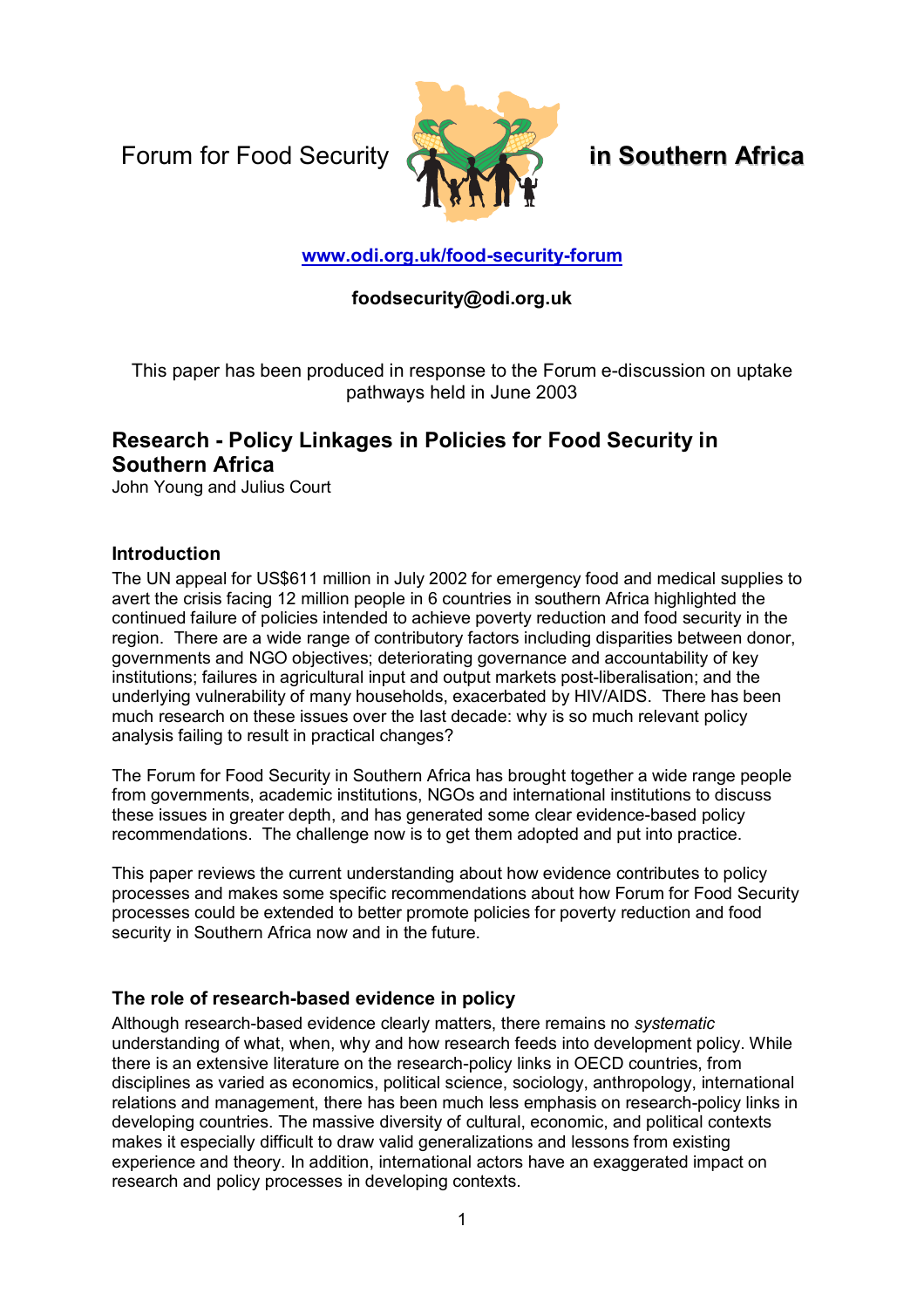Forum for Food Security **in Southern Africa**

**[www.odi.org.uk/food-security-forum](http://www.odi.org.uk/food-security-forum)**

**foodsecurity@odi.org.uk**

This paper has been produced in response to the Forum e-discussion on uptake pathways held in June 2003

# Research - Policy Linkages in Policies for Food Security in Southern Africa

John Young and Julius Court

## Introduction

The UN appeal for US$611 million in July 2002 for emergency food and medical supplies to avert the crisis facing 12 million people in 6 countries in southern Africa highlighted the continued failure of policies intended to achieve poverty reduction and food security in the region. There are a wide range of contributory factors including disparities between donor, governments and NGO objectives; deteriorating governance and accountability of key institutions; failures in agricultural input and output markets post-liberalisation; and the underlying vulnerability of many households, exacerbated by HIV/AIDS. There has been much research on these issues over the last decade: why is so much relevant policy analysis failing to result in practical changes?

The Forum for Food Security in Southern Africa has brought together a wide range people from governments, academic institutions, NGOs and international institutions to discuss these issues in greater depth, and has generated some clear evidence-based policy recommendations. The challenge now is to get them adopted and put into practice.

This paper reviews the current understanding about how evidence contributes to policy processes and makes some specific recommendations about how Forum for Food Security processes could be extended to better promote policies for poverty reduction and food security in Southern Africa now and in the future.

## The role of research-based evidence in policy

Although research-based evidence clearly matters, there remains no *systematic* understanding of what, when, why and how research feeds into development policy. While there is an extensive literature on the research-policy links in OECD countries, from disciplines as varied as economics, political science, sociology, anthropology, international relations and management, there has been much less emphasis on research-policy links in developing countries. The massive diversity of cultural, economic, and political contexts makes it especially difficult to draw valid generalizations and lessons from existing experience and theory. In addition, international actors have an exaggerated impact on research and policy processes in developing contexts.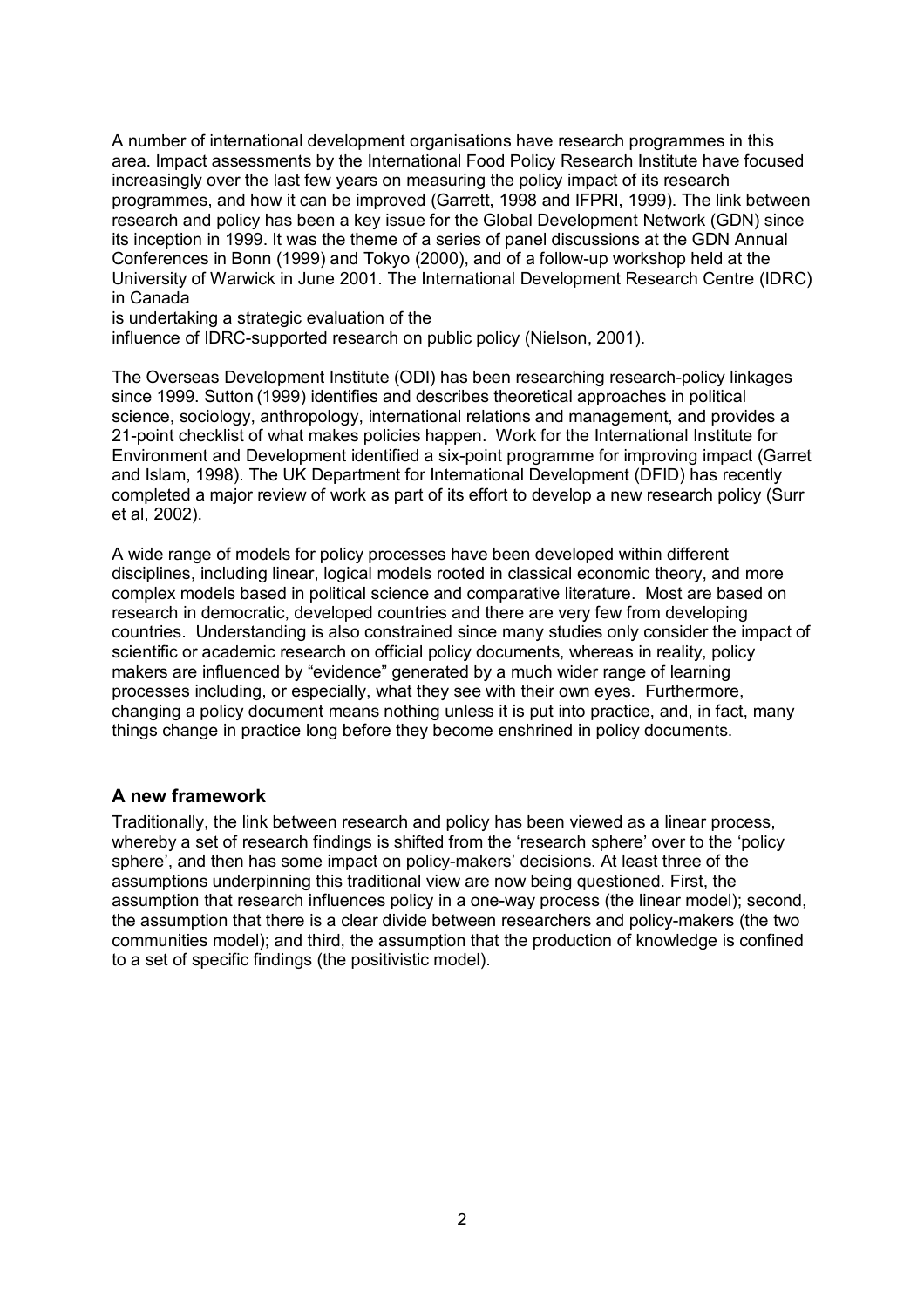A number of international development organisations have research programmes in this area. Impact assessments by the International Food Policy Research Institute have focused increasingly over the last few years on measuring the policy impact of its research programmes, and how it can be improved (Garrett, 1998 and IFPRI, 1999). The link between research and policy has been a key issue for the Global Development Network (GDN) since its inception in 1999. It was the theme of a series of panel discussions at the GDN Annual Conferences in Bonn (1999) and Tokyo (2000), and of a follow-up workshop held at the University of Warwick in June 2001. The International Development Research Centre (IDRC) in Canada is undertaking a strategic evaluation of the influence of IDRC-supported research on public policy (Nielson, 2001).

The Overseas Development Institute (ODI) has been researching research-policy linkages since 1999. Sutton (1999) identifies and describes theoretical approaches in political science, sociology, anthropology, international relations and management, and provides a 21-point checklist of what makes policies happen. Work for the International Institute for Environment and Development identified a six-point programme for improving impact (Garret and Islam, 1998). The UK Department for International Development (DFID) has recently completed a major review of work as part of its effort to develop a new research policy (Surr et al, 2002).

A wide range of models for policy processes have been developed within different disciplines, including linear, logical models rooted in classical economic theory, and more complex models based in political science and comparative literature. Most are based on research in democratic, developed countries and there are very few from developing countries. Understanding is also constrained since many studies only consider the impact of scientific or academic research on official policy documents, whereas in reality, policy makers are influenced by "evidence" generated by a much wider range of learning processes including, or especially, what they see with their own eyes. Furthermore, changing a policy document means nothing unless it is put into practice, and, in fact, many things change in practice long before they become enshrined in policy documents.

### A new framework

Traditionally, the link between research and policy has been viewed as a linear process, whereby a set of research findings is shifted from the 'research sphere' over to the 'policy sphere', and then has some impact on policy-makers' decisions. At least three of the assumptions underpinning this traditional view are now being questioned. First, the assumption that research influences policy in a one-way process (the linear model); second, the assumption that there is a clear divide between researchers and policy-makers (the two communities model); and third, the assumption that the production of knowledge is confined to a set of specific findings (the positivistic model).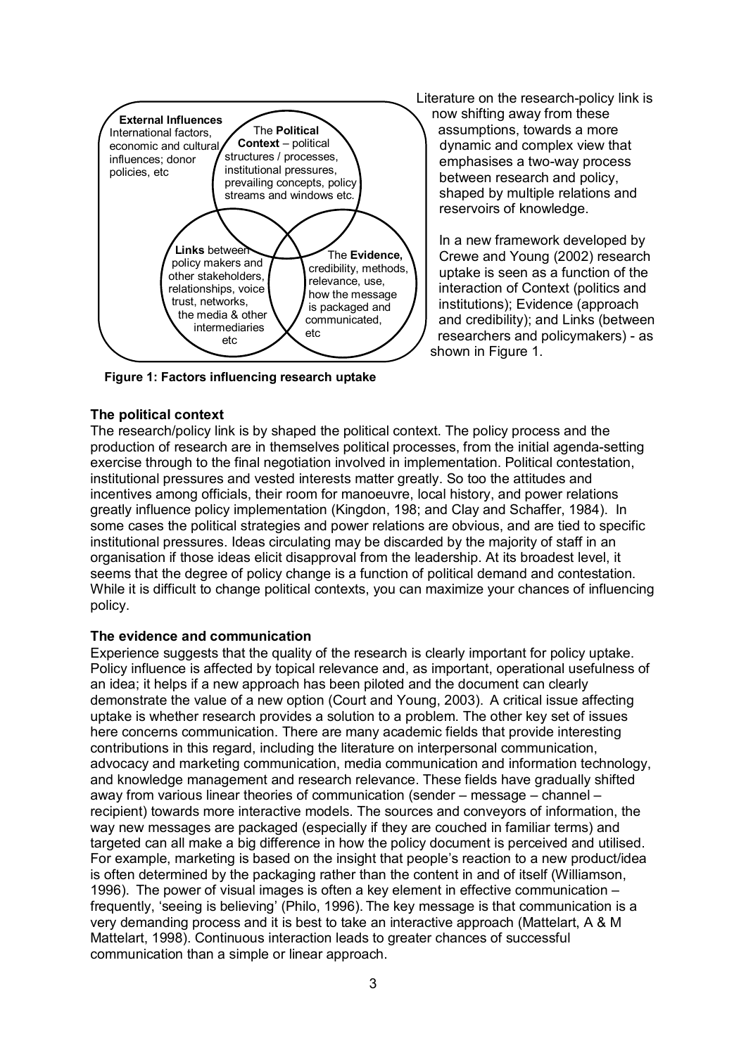**External Influences**
International factors, economic and cultural influences; donor policies, etc

The **Political Context** – political structures / processes, institutional pressures, prevailing concepts, policy streams and windows etc.

**Links** between policy makers and other stakeholders, relationships, voice trust, networks, the media & other intermediaries etc

The **Evidence,** credibility, methods, relevance, use, how the message is packaged and communicated, etc

**Figure 1: Factors influencing research uptake**

Literature on the research-policy link is now shifting away from these assumptions, towards a more dynamic and complex view that emphasises a two-way process between research and policy, shaped by multiple relations and reservoirs of knowledge.

In a new framework developed by Crewe and Young (2002) research uptake is seen as a function of the interaction of Context (politics and institutions); Evidence (approach and credibility); and Links (between researchers and policymakers) - as shown in Figure 1.

### The political context

The research/policy link is by shaped the political context. The policy process and the production of research are in themselves political processes, from the initial agenda-setting exercise through to the final negotiation involved in implementation. Political contestation, institutional pressures and vested interests matter greatly. So too the attitudes and incentives among officials, their room for manoeuvre, local history, and power relations greatly influence policy implementation (Kingdon, 198; and Clay and Schaffer, 1984). In some cases the political strategies and power relations are obvious, and are tied to specific institutional pressures. Ideas circulating may be discarded by the majority of staff in an organisation if those ideas elicit disapproval from the leadership. At its broadest level, it seems that the degree of policy change is a function of political demand and contestation. While it is difficult to change political contexts, you can maximize your chances of influencing policy.

### The evidence and communication

Experience suggests that the quality of the research is clearly important for policy uptake. Policy influence is affected by topical relevance and, as important, operational usefulness of an idea; it helps if a new approach has been piloted and the document can clearly demonstrate the value of a new option (Court and Young, 2003). A critical issue affecting uptake is whether research provides a solution to a problem. The other key set of issues here concerns communication. There are many academic fields that provide interesting contributions in this regard, including the literature on interpersonal communication, advocacy and marketing communication, media communication and information technology, and knowledge management and research relevance. These fields have gradually shifted away from various linear theories of communication (sender – message – channel – recipient) towards more interactive models. The sources and conveyors of information, the way new messages are packaged (especially if they are couched in familiar terms) and targeted can all make a big difference in how the policy document is perceived and utilised. For example, marketing is based on the insight that people's reaction to a new product/idea is often determined by the packaging rather than the content in and of itself (Williamson, 1996). The power of visual images is often a key element in effective communication – frequently, 'seeing is believing' (Philo, 1996). The key message is that communication is a very demanding process and it is best to take an interactive approach (Mattelart, A & M Mattelart, 1998). Continuous interaction leads to greater chances of successful communication than a simple or linear approach.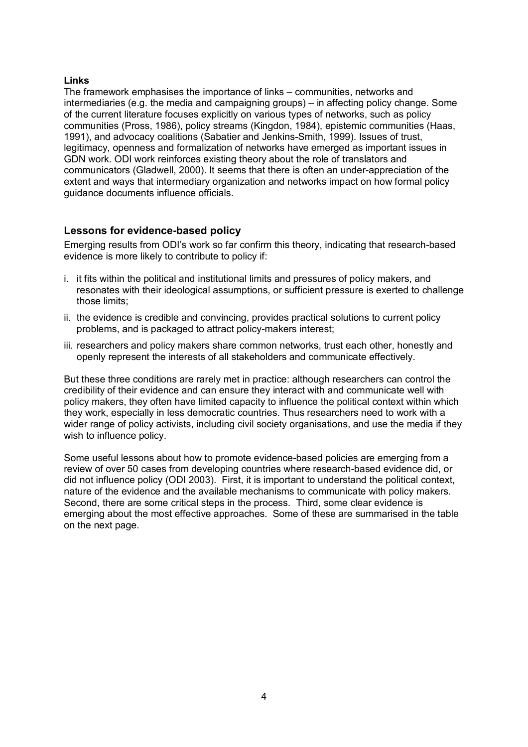**Links**

The framework emphasises the importance of links – communities, networks and intermediaries (e.g. the media and campaigning groups) – in affecting policy change. Some of the current literature focuses explicitly on various types of networks, such as policy communities (Pross, 1986), policy streams (Kingdon, 1984), epistemic communities (Haas, 1991), and advocacy coalitions (Sabatier and Jenkins-Smith, 1999). Issues of trust, legitimacy, openness and formalization of networks have emerged as important issues in GDN work. ODI work reinforces existing theory about the role of translators and communicators (Gladwell, 2000). It seems that there is often an under-appreciation of the extent and ways that intermediary organization and networks impact on how formal policy guidance documents influence officials.

## Lessons for evidence-based policy

Emerging results from ODI's work so far confirm this theory, indicating that research-based evidence is more likely to contribute to policy if:

i. it fits within the political and institutional limits and pressures of policy makers, and resonates with their ideological assumptions, or sufficient pressure is exerted to challenge those limits;

ii. the evidence is credible and convincing, provides practical solutions to current policy problems, and is packaged to attract policy-makers interest;

iii. researchers and policy makers share common networks, trust each other, honestly and openly represent the interests of all stakeholders and communicate effectively.

But these three conditions are rarely met in practice: although researchers can control the credibility of their evidence and can ensure they interact with and communicate well with policy makers, they often have limited capacity to influence the political context within which they work, especially in less democratic countries. Thus researchers need to work with a wider range of policy activists, including civil society organisations, and use the media if they wish to influence policy.

Some useful lessons about how to promote evidence-based policies are emerging from a review of over 50 cases from developing countries where research-based evidence did, or did not influence policy (ODI 2003). First, it is important to understand the political context, nature of the evidence and the available mechanisms to communicate with policy makers. Second, there are some critical steps in the process. Third, some clear evidence is emerging about the most effective approaches. Some of these are summarised in the table on the next page.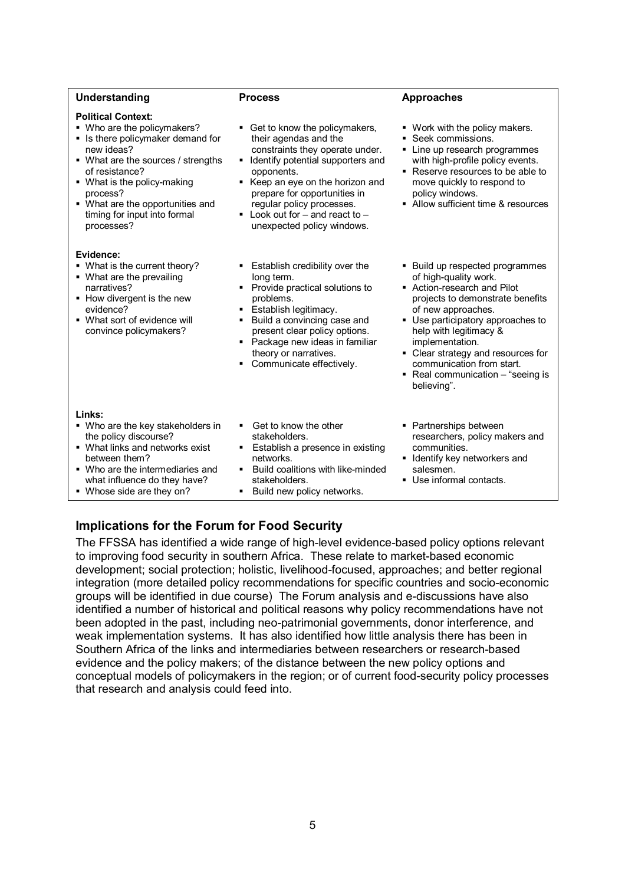| Understanding | Process | Approaches |
|---|---|---|
| **Political Context:**<br>▪ Who are the policymakers?<br>▪ Is there policymaker demand for new ideas?<br>▪ What are the sources / strengths of resistance?<br>▪ What is the policy-making process?<br>▪ What are the opportunities and timing for input into formal processes? | ▪ Get to know the policymakers, their agendas and the constraints they operate under.<br>▪ Identify potential supporters and opponents.<br>▪ Keep an eye on the horizon and prepare for opportunities in regular policy processes.<br>▪ Look out for – and react to – unexpected policy windows. | ▪ Work with the policy makers.<br>▪ Seek commissions.<br>▪ Line up research programmes with high-profile policy events.<br>▪ Reserve resources to be able to move quickly to respond to policy windows.<br>▪ Allow sufficient time & resources |
| **Evidence:**<br>▪ What is the current theory?<br>▪ What are the prevailing narratives?<br>▪ How divergent is the new evidence?<br>▪ What sort of evidence will convince policymakers? | ▪ Establish credibility over the long term.<br>▪ Provide practical solutions to problems.<br>▪ Establish legitimacy.<br>▪ Build a convincing case and present clear policy options.<br>▪ Package new ideas in familiar theory or narratives.<br>▪ Communicate effectively. | ▪ Build up respected programmes of high-quality work.<br>▪ Action-research and Pilot projects to demonstrate benefits of new approaches.<br>▪ Use participatory approaches to help with legitimacy & implementation.<br>▪ Clear strategy and resources for communication from start.<br>▪ Real communication – "seeing is believing". |
| **Links:**<br>▪ Who are the key stakeholders in the policy discourse?<br>▪ What links and networks exist between them?<br>▪ Who are the intermediaries and what influence do they have?<br>▪ Whose side are they on? | ▪ Get to know the other stakeholders.<br>▪ Establish a presence in existing networks.<br>▪ Build coalitions with like-minded stakeholders.<br>▪ Build new policy networks. | ▪ Partnerships between researchers, policy makers and communities.<br>▪ Identify key networkers and salesmen.<br>▪ Use informal contacts. |

## Implications for the Forum for Food Security

The FFSSA has identified a wide range of high-level evidence-based policy options relevant to improving food security in southern Africa. These relate to market-based economic development; social protection; holistic, livelihood-focused, approaches; and better regional integration (more detailed policy recommendations for specific countries and socio-economic groups will be identified in due course) The Forum analysis and e-discussions have also identified a number of historical and political reasons why policy recommendations have not been adopted in the past, including neo-patrimonial governments, donor interference, and weak implementation systems. It has also identified how little analysis there has been in Southern Africa of the links and intermediaries between researchers or research-based evidence and the policy makers; of the distance between the new policy options and conceptual models of policymakers in the region; or of current food-security policy processes that research and analysis could feed into.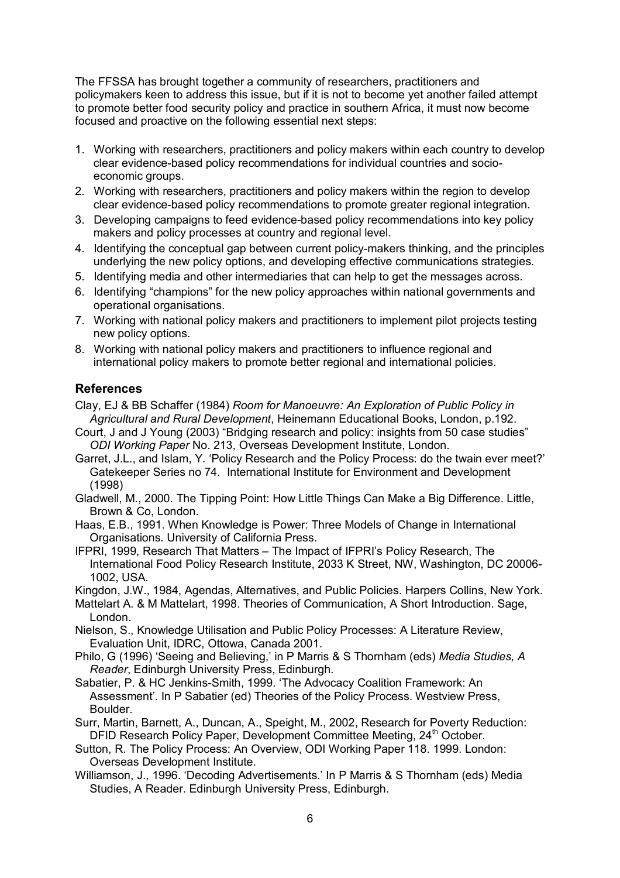The FFSSA has brought together a community of researchers, practitioners and policymakers keen to address this issue, but if it is not to become yet another failed attempt to promote better food security policy and practice in southern Africa, it must now become focused and proactive on the following essential next steps:

1. Working with researchers, practitioners and policy makers within each country to develop clear evidence-based policy recommendations for individual countries and socio-economic groups.
2. Working with researchers, practitioners and policy makers within the region to develop clear evidence-based policy recommendations to promote greater regional integration.
3. Developing campaigns to feed evidence-based policy recommendations into key policy makers and policy processes at country and regional level.
4. Identifying the conceptual gap between current policy-makers thinking, and the principles underlying the new policy options, and developing effective communications strategies.
5. Identifying media and other intermediaries that can help to get the messages across.
6. Identifying "champions" for the new policy approaches within national governments and operational organisations.
7. Working with national policy makers and practitioners to implement pilot projects testing new policy options.
8. Working with national policy makers and practitioners to influence regional and international policy makers to promote better regional and international policies.

## References

Clay, EJ & BB Schaffer (1984) *Room for Manoeuvre: An Exploration of Public Policy in Agricultural and Rural Development*, Heinemann Educational Books, London, p.192.

Court, J and J Young (2003) "Bridging research and policy: insights from 50 case studies" *ODI Working Paper* No. 213, Overseas Development Institute, London.

Garret, J.L., and Islam, Y. 'Policy Research and the Policy Process: do the twain ever meet?' Gatekeeper Series no 74. International Institute for Environment and Development (1998)

Gladwell, M., 2000. The Tipping Point: How Little Things Can Make a Big Difference. Little, Brown & Co, London.

Haas, E.B., 1991. When Knowledge is Power: Three Models of Change in International Organisations. University of California Press.

IFPRI, 1999, Research That Matters – The Impact of IFPRI's Policy Research, The International Food Policy Research Institute, 2033 K Street, NW, Washington, DC 20006-1002, USA.

Kingdon, J.W., 1984, Agendas, Alternatives, and Public Policies. Harpers Collins, New York.

Mattelart A. & M Mattelart, 1998. Theories of Communication, A Short Introduction. Sage, London.

Nielson, S., Knowledge Utilisation and Public Policy Processes: A Literature Review, Evaluation Unit, IDRC, Ottowa, Canada 2001.

Philo, G (1996) 'Seeing and Believing,' in P Marris & S Thornham (eds) *Media Studies, A Reader*, Edinburgh University Press, Edinburgh.

Sabatier, P. & HC Jenkins-Smith, 1999. 'The Advocacy Coalition Framework: An Assessment'. In P Sabatier (ed) Theories of the Policy Process. Westview Press, Boulder.

Surr, Martin, Barnett, A., Duncan, A., Speight, M., 2002, Research for Poverty Reduction: DFID Research Policy Paper, Development Committee Meeting, 24th October.

Sutton, R. The Policy Process: An Overview, ODI Working Paper 118. 1999. London: Overseas Development Institute.

Williamson, J., 1996. 'Decoding Advertisements.' In P Marris & S Thornham (eds) Media Studies, A Reader. Edinburgh University Press, Edinburgh.